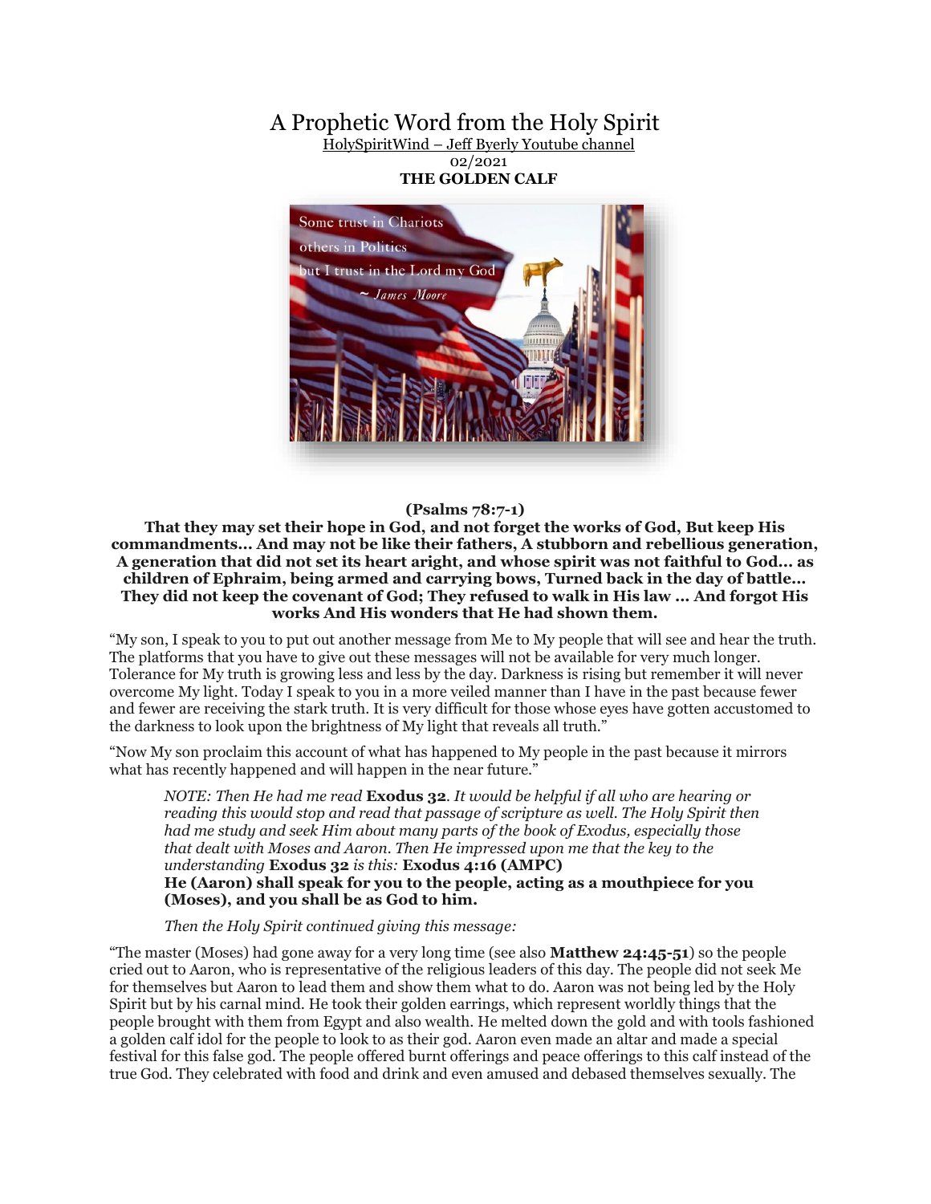# A Prophetic Word from the Holy Spirit

HolySpiritWind – Jeff Byerly Youtube channel

02/2021

**THE GOLDEN CALF**

**(Psalms 78:7-1)**

**That they may set their hope in God, and not forget the works of God, But keep His commandments… And may not be like their fathers, A stubborn and rebellious generation, A generation that did not set its heart aright, and whose spirit was not faithful to God… as children of Ephraim, being armed and carrying bows, Turned back in the day of battle… They did not keep the covenant of God; They refused to walk in His law … And forgot His works And His wonders that He had shown them.**

"My son, I speak to you to put out another message from Me to My people that will see and hear the truth. The platforms that you have to give out these messages will not be available for very much longer. Tolerance for My truth is growing less and less by the day. Darkness is rising but remember it will never overcome My light. Today I speak to you in a more veiled manner than I have in the past because fewer and fewer are receiving the stark truth. It is very difficult for those whose eyes have gotten accustomed to the darkness to look upon the brightness of My light that reveals all truth."

"Now My son proclaim this account of what has happened to My people in the past because it mirrors what has recently happened and will happen in the near future."

> *NOTE: Then He had me read* **Exodus 32**. *It would be helpful if all who are hearing or reading this would stop and read that passage of scripture as well. The Holy Spirit then had me study and seek Him about many parts of the book of Exodus, especially those that dealt with Moses and Aaron. Then He impressed upon me that the key to the understanding* **Exodus 32** *is this:* **Exodus 4:16 (AMPC)**
> **He (Aaron) shall speak for you to the people, acting as a mouthpiece for you (Moses), and you shall be as God to him.**
>
> *Then the Holy Spirit continued giving this message:*

"The master (Moses) had gone away for a very long time (see also **Matthew 24:45-51**) so the people cried out to Aaron, who is representative of the religious leaders of this day. The people did not seek Me for themselves but Aaron to lead them and show them what to do. Aaron was not being led by the Holy Spirit but by his carnal mind. He took their golden earrings, which represent worldly things that the people brought with them from Egypt and also wealth. He melted down the gold and with tools fashioned a golden calf idol for the people to look to as their god. Aaron even made an altar and made a special festival for this false god. The people offered burnt offerings and peace offerings to this calf instead of the true God. They celebrated with food and drink and even amused and debased themselves sexually. The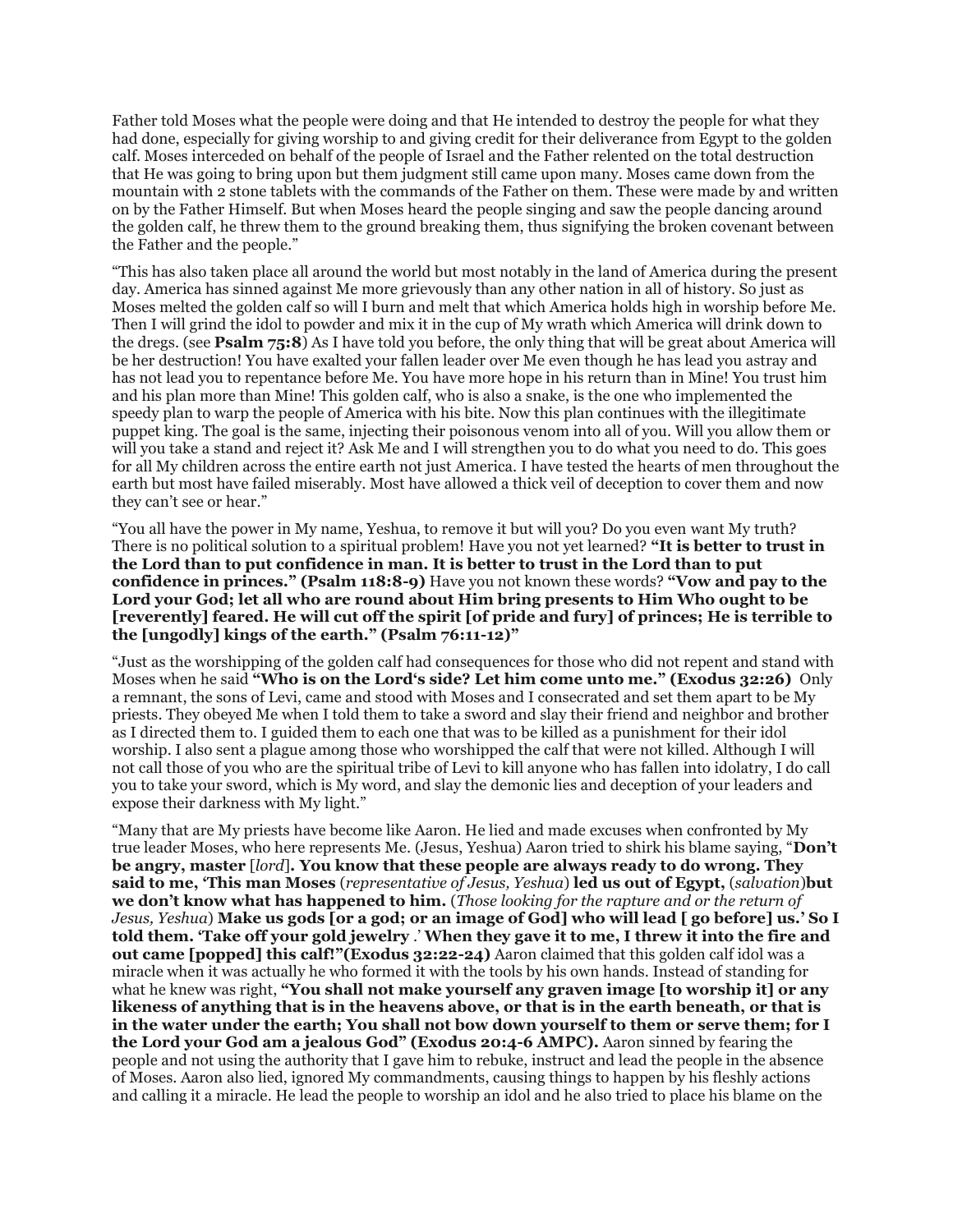Father told Moses what the people were doing and that He intended to destroy the people for what they had done, especially for giving worship to and giving credit for their deliverance from Egypt to the golden calf. Moses interceded on behalf of the people of Israel and the Father relented on the total destruction that He was going to bring upon but them judgment still came upon many. Moses came down from the mountain with 2 stone tablets with the commands of the Father on them. These were made by and written on by the Father Himself. But when Moses heard the people singing and saw the people dancing around the golden calf, he threw them to the ground breaking them, thus signifying the broken covenant between the Father and the people."

"This has also taken place all around the world but most notably in the land of America during the present day. America has sinned against Me more grievously than any other nation in all of history. So just as Moses melted the golden calf so will I burn and melt that which America holds high in worship before Me. Then I will grind the idol to powder and mix it in the cup of My wrath which America will drink down to the dregs. (see **Psalm 75:8**) As I have told you before, the only thing that will be great about America will be her destruction! You have exalted your fallen leader over Me even though he has lead you astray and has not lead you to repentance before Me. You have more hope in his return than in Mine! You trust him and his plan more than Mine! This golden calf, who is also a snake, is the one who implemented the speedy plan to warp the people of America with his bite. Now this plan continues with the illegitimate puppet king. The goal is the same, injecting their poisonous venom into all of you. Will you allow them or will you take a stand and reject it? Ask Me and I will strengthen you to do what you need to do. This goes for all My children across the entire earth not just America. I have tested the hearts of men throughout the earth but most have failed miserably. Most have allowed a thick veil of deception to cover them and now they can't see or hear."

"You all have the power in My name, Yeshua, to remove it but will you? Do you even want My truth? There is no political solution to a spiritual problem! Have you not yet learned? **"It is better to trust in the Lord than to put confidence in man. It is better to trust in the Lord than to put confidence in princes." (Psalm 118:8-9)** Have you not known these words? **"Vow and pay to the Lord your God; let all who are round about Him bring presents to Him Who ought to be [reverently] feared. He will cut off the spirit [of pride and fury] of princes; He is terrible to the [ungodly] kings of the earth." (Psalm 76:11-12)"**

"Just as the worshipping of the golden calf had consequences for those who did not repent and stand with Moses when he said **"Who is on the Lord's side? Let him come unto me." (Exodus 32:26)** Only a remnant, the sons of Levi, came and stood with Moses and I consecrated and set them apart to be My priests. They obeyed Me when I told them to take a sword and slay their friend and neighbor and brother as I directed them to. I guided them to each one that was to be killed as a punishment for their idol worship. I also sent a plague among those who worshipped the calf that were not killed. Although I will not call those of you who are the spiritual tribe of Levi to kill anyone who has fallen into idolatry, I do call you to take your sword, which is My word, and slay the demonic lies and deception of your leaders and expose their darkness with My light."

"Many that are My priests have become like Aaron. He lied and made excuses when confronted by My true leader Moses, who here represents Me. (Jesus, Yeshua) Aaron tried to shirk his blame saying, "**Don't be angry, master** [*lord*]**. You know that these people are always ready to do wrong. They said to me, 'This man Moses** (*representative of Jesus, Yeshua*) **led us out of Egypt,** (*salvation*)**but we don't know what has happened to him.** (*Those looking for the rapture and or the return of Jesus, Yeshua*) **Make us gods [or a god; or an image of God] who will lead [ go before] us.' So I told them. 'Take off your gold jewelry** .' **When they gave it to me, I threw it into the fire and out came [popped] this calf!"(Exodus 32:22-24)** Aaron claimed that this golden calf idol was a miracle when it was actually he who formed it with the tools by his own hands. Instead of standing for what he knew was right, **"You shall not make yourself any graven image [to worship it] or any likeness of anything that is in the heavens above, or that is in the earth beneath, or that is in the water under the earth; You shall not bow down yourself to them or serve them; for I the Lord your God am a jealous God" (Exodus 20:4-6 AMPC).** Aaron sinned by fearing the people and not using the authority that I gave him to rebuke, instruct and lead the people in the absence of Moses. Aaron also lied, ignored My commandments, causing things to happen by his fleshly actions and calling it a miracle. He lead the people to worship an idol and he also tried to place his blame on the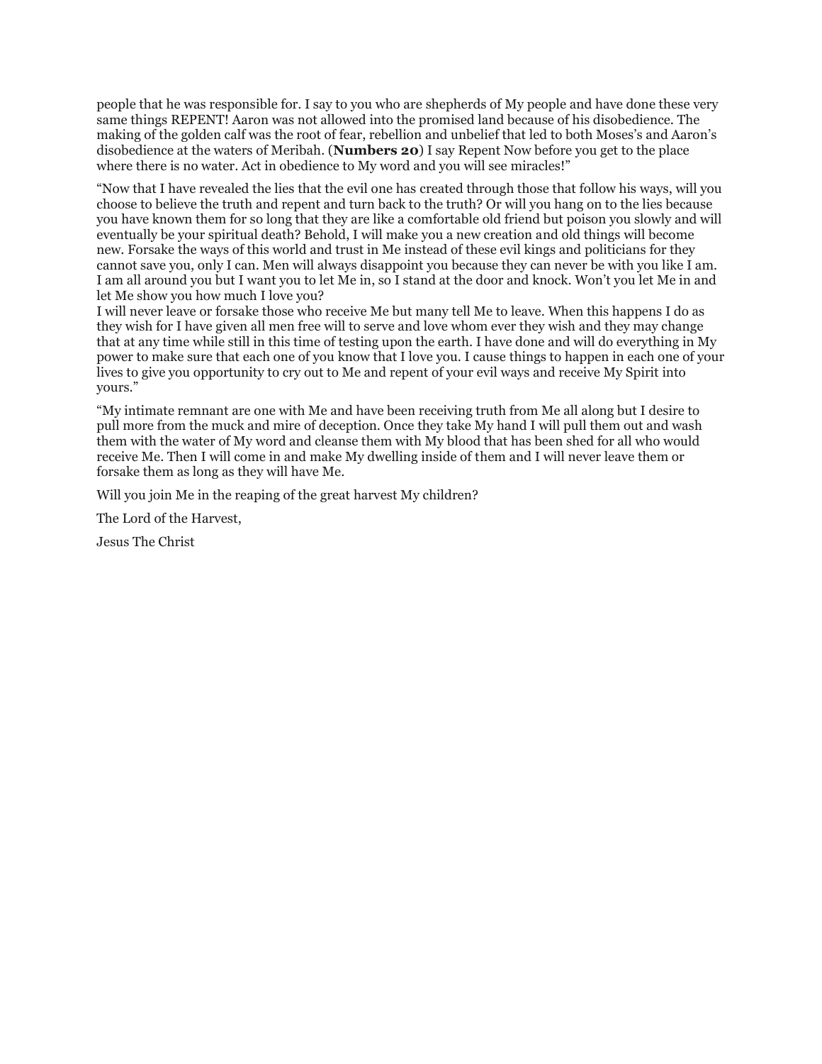people that he was responsible for. I say to you who are shepherds of My people and have done these very same things REPENT! Aaron was not allowed into the promised land because of his disobedience. The making of the golden calf was the root of fear, rebellion and unbelief that led to both Moses's and Aaron's disobedience at the waters of Meribah. (**Numbers 20**) I say Repent Now before you get to the place where there is no water. Act in obedience to My word and you will see miracles!"

"Now that I have revealed the lies that the evil one has created through those that follow his ways, will you choose to believe the truth and repent and turn back to the truth? Or will you hang on to the lies because you have known them for so long that they are like a comfortable old friend but poison you slowly and will eventually be your spiritual death? Behold, I will make you a new creation and old things will become new. Forsake the ways of this world and trust in Me instead of these evil kings and politicians for they cannot save you, only I can. Men will always disappoint you because they can never be with you like I am. I am all around you but I want you to let Me in, so I stand at the door and knock. Won't you let Me in and let Me show you how much I love you?
I will never leave or forsake those who receive Me but many tell Me to leave. When this happens I do as they wish for I have given all men free will to serve and love whom ever they wish and they may change that at any time while still in this time of testing upon the earth. I have done and will do everything in My power to make sure that each one of you know that I love you. I cause things to happen in each one of your lives to give you opportunity to cry out to Me and repent of your evil ways and receive My Spirit into yours."

"My intimate remnant are one with Me and have been receiving truth from Me all along but I desire to pull more from the muck and mire of deception. Once they take My hand I will pull them out and wash them with the water of My word and cleanse them with My blood that has been shed for all who would receive Me. Then I will come in and make My dwelling inside of them and I will never leave them or forsake them as long as they will have Me.

Will you join Me in the reaping of the great harvest My children?

The Lord of the Harvest,

Jesus The Christ